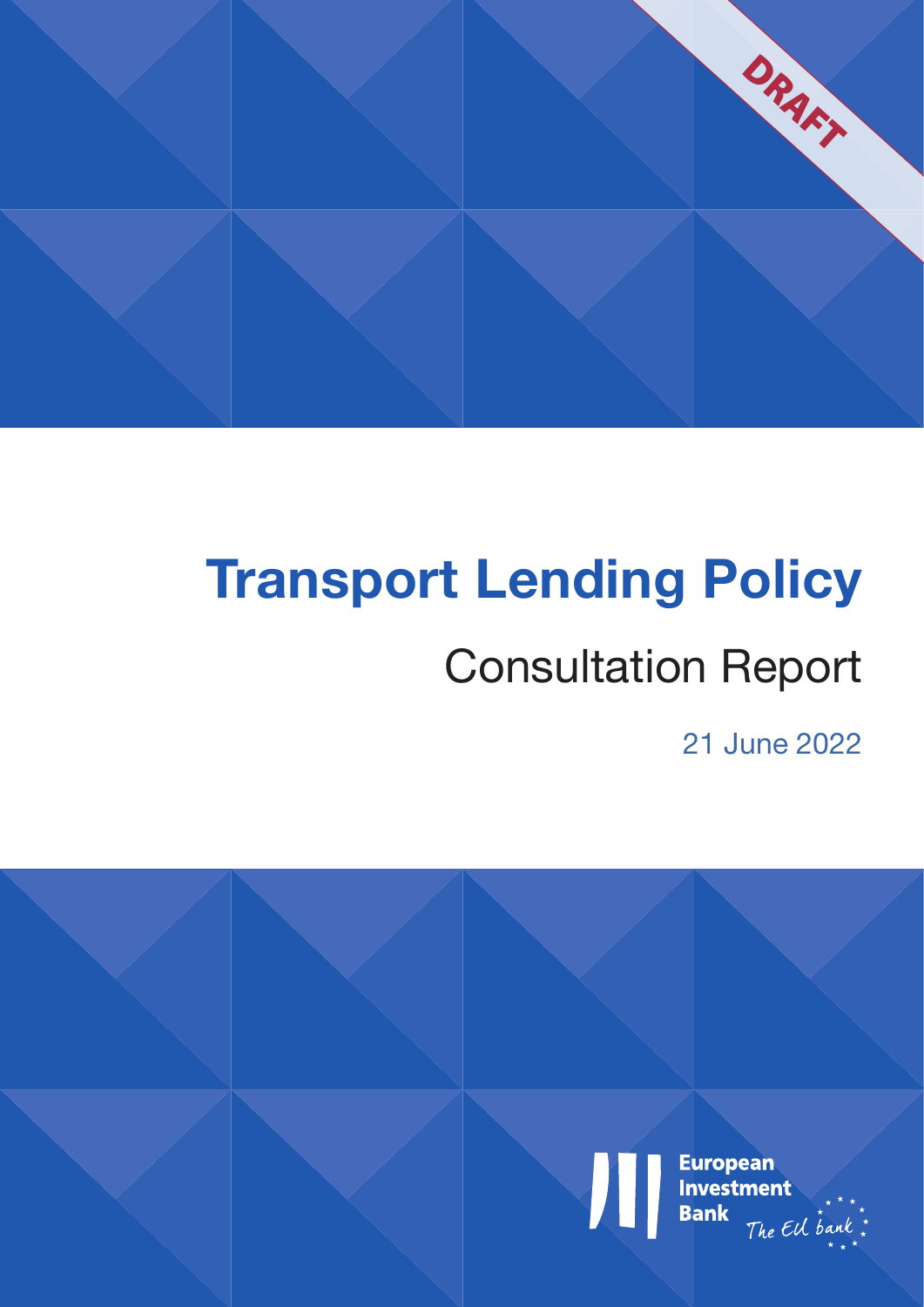DRAFT

# Transport Lending Policy

## Consultation Report

21 June 2022

European Investment Bank

The EU bank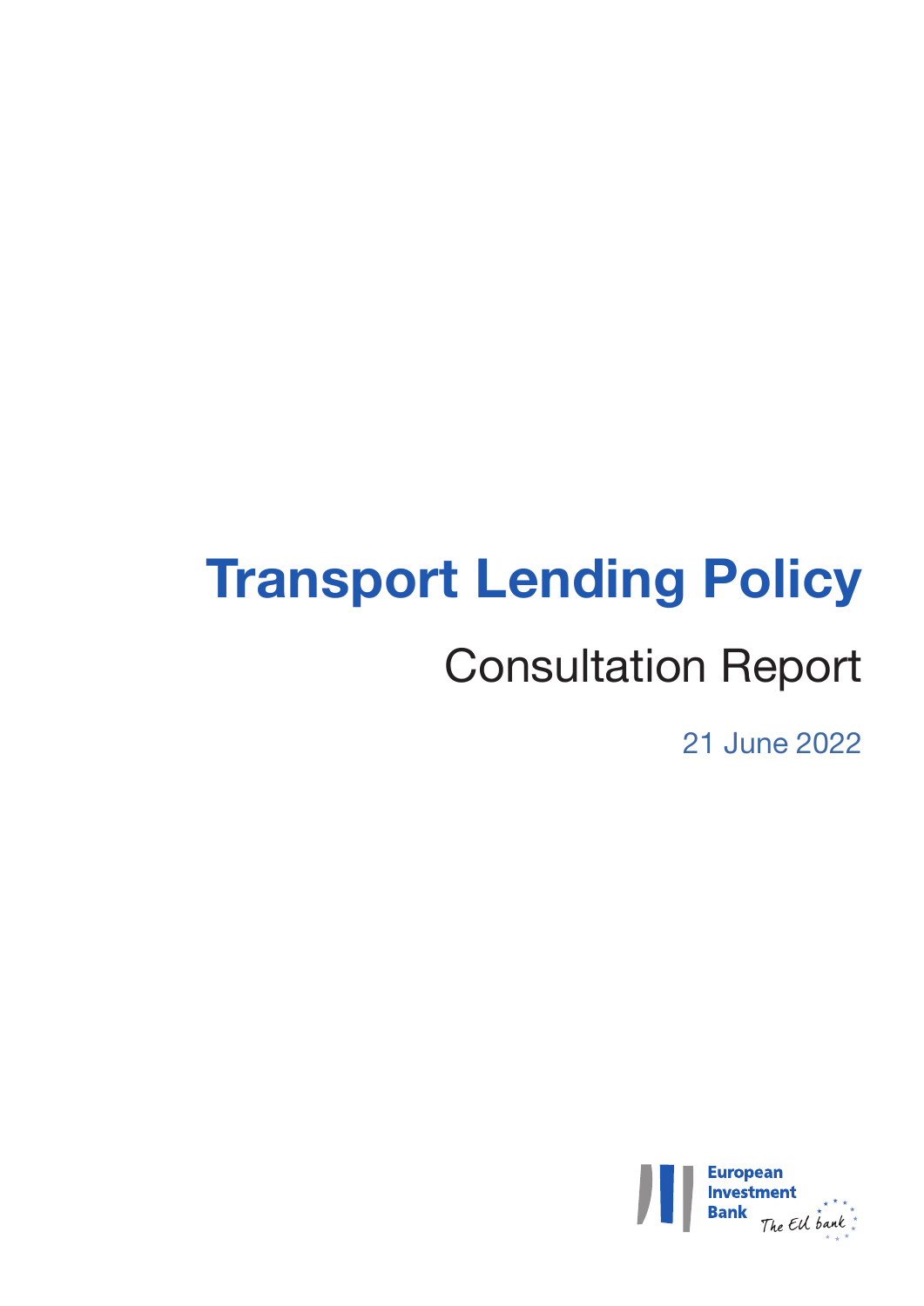# Transport Lending Policy

## Consultation Report

21 June 2022

European Investment Bank

The EU bank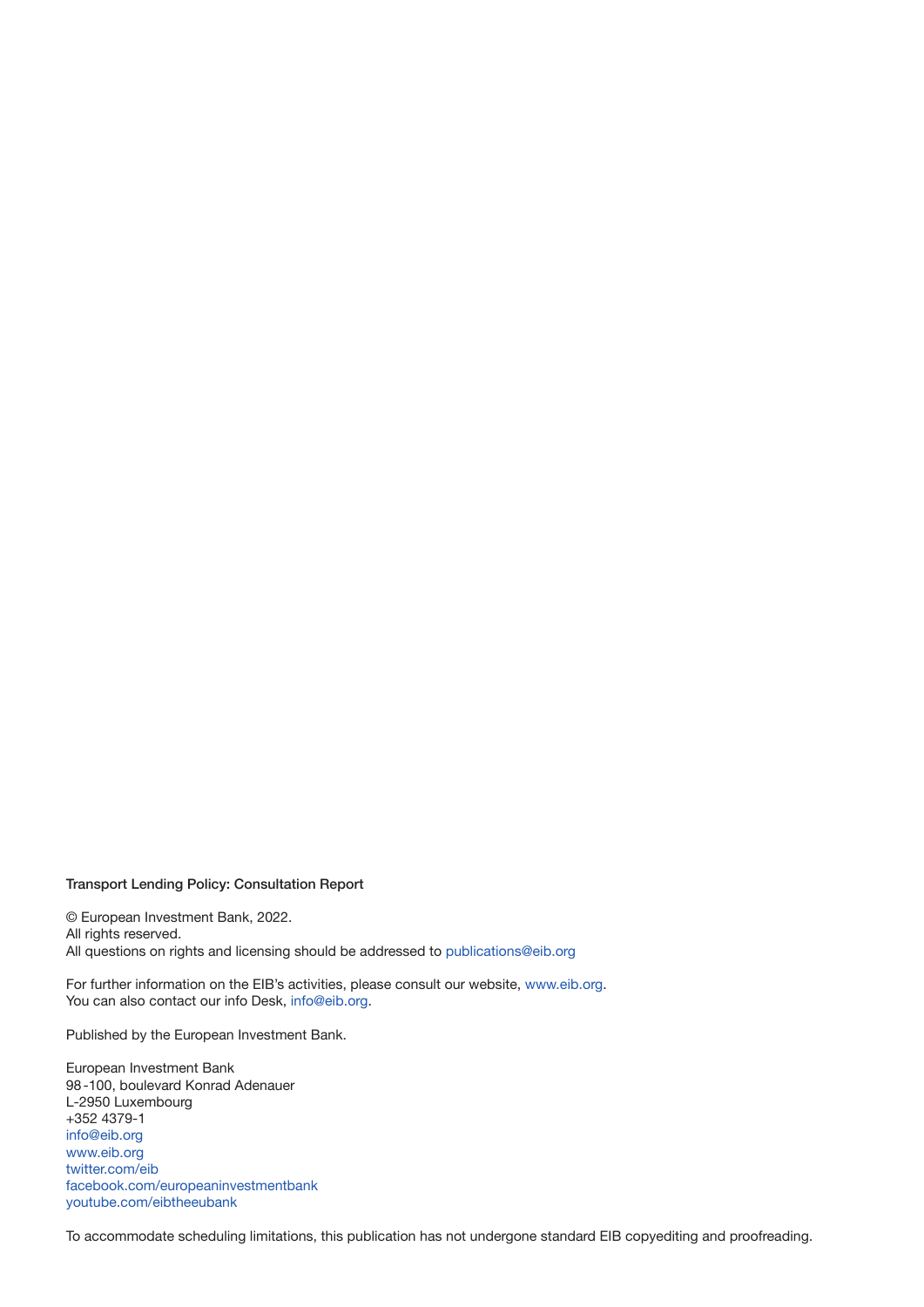**Transport Lending Policy: Consultation Report**

© European Investment Bank, 2022.
All rights reserved.
All questions on rights and licensing should be addressed to publications@eib.org

For further information on the EIB's activities, please consult our website, www.eib.org.
You can also contact our info Desk, info@eib.org.

Published by the European Investment Bank.

European Investment Bank
98 -100, boulevard Konrad Adenauer
L-2950 Luxembourg
+352 4379-1
info@eib.org
www.eib.org
twitter.com/eib
facebook.com/europeaninvestmentbank
youtube.com/eibtheeubank

To accommodate scheduling limitations, this publication has not undergone standard EIB copyediting and proofreading.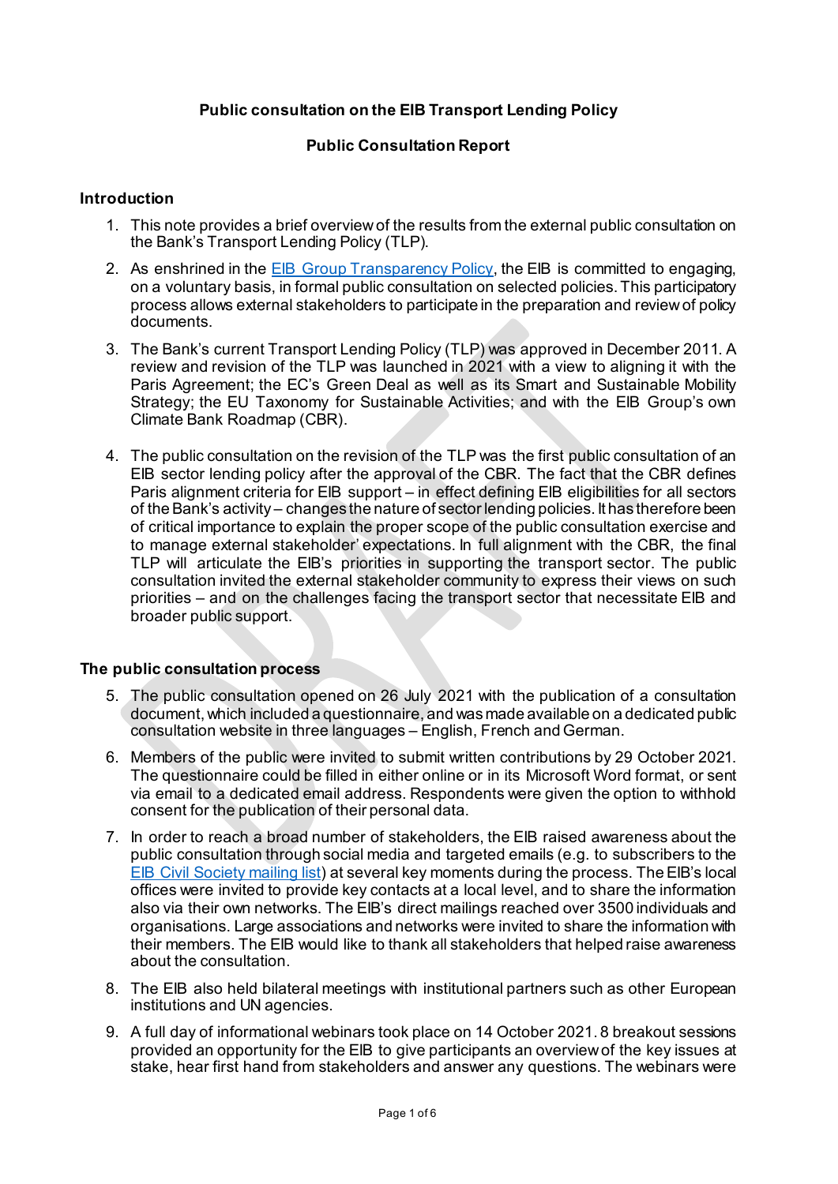**Public consultation on the EIB Transport Lending Policy**

**Public Consultation Report**

## Introduction

1. This note provides a brief overview of the results from the external public consultation on the Bank's Transport Lending Policy (TLP).
2. As enshrined in the [EIB Group Transparency Policy](), the EIB is committed to engaging, on a voluntary basis, in formal public consultation on selected policies. This participatory process allows external stakeholders to participate in the preparation and review of policy documents.
3. The Bank's current Transport Lending Policy (TLP) was approved in December 2011. A review and revision of the TLP was launched in 2021 with a view to aligning it with the Paris Agreement; the EC's Green Deal as well as its Smart and Sustainable Mobility Strategy; the EU Taxonomy for Sustainable Activities; and with the EIB Group's own Climate Bank Roadmap (CBR).
4. The public consultation on the revision of the TLP was the first public consultation of an EIB sector lending policy after the approval of the CBR. The fact that the CBR defines Paris alignment criteria for EIB support – in effect defining EIB eligibilities for all sectors of the Bank's activity – changes the nature of sector lending policies. It has therefore been of critical importance to explain the proper scope of the public consultation exercise and to manage external stakeholder' expectations. In full alignment with the CBR, the final TLP will articulate the EIB's priorities in supporting the transport sector. The public consultation invited the external stakeholder community to express their views on such priorities – and on the challenges facing the transport sector that necessitate EIB and broader public support.

## The public consultation process

5. The public consultation opened on 26 July 2021 with the publication of a consultation document, which included a questionnaire, and was made available on a dedicated public consultation website in three languages – English, French and German.
6. Members of the public were invited to submit written contributions by 29 October 2021. The questionnaire could be filled in either online or in its Microsoft Word format, or sent via email to a dedicated email address. Respondents were given the option to withhold consent for the publication of their personal data.
7. In order to reach a broad number of stakeholders, the EIB raised awareness about the public consultation through social media and targeted emails (e.g. to subscribers to the [EIB Civil Society mailing list]()) at several key moments during the process. The EIB's local offices were invited to provide key contacts at a local level, and to share the information also via their own networks. The EIB's direct mailings reached over 3500 individuals and organisations. Large associations and networks were invited to share the information with their members. The EIB would like to thank all stakeholders that helped raise awareness about the consultation.
8. The EIB also held bilateral meetings with institutional partners such as other European institutions and UN agencies.
9. A full day of informational webinars took place on 14 October 2021. 8 breakout sessions provided an opportunity for the EIB to give participants an overview of the key issues at stake, hear first hand from stakeholders and answer any questions. The webinars were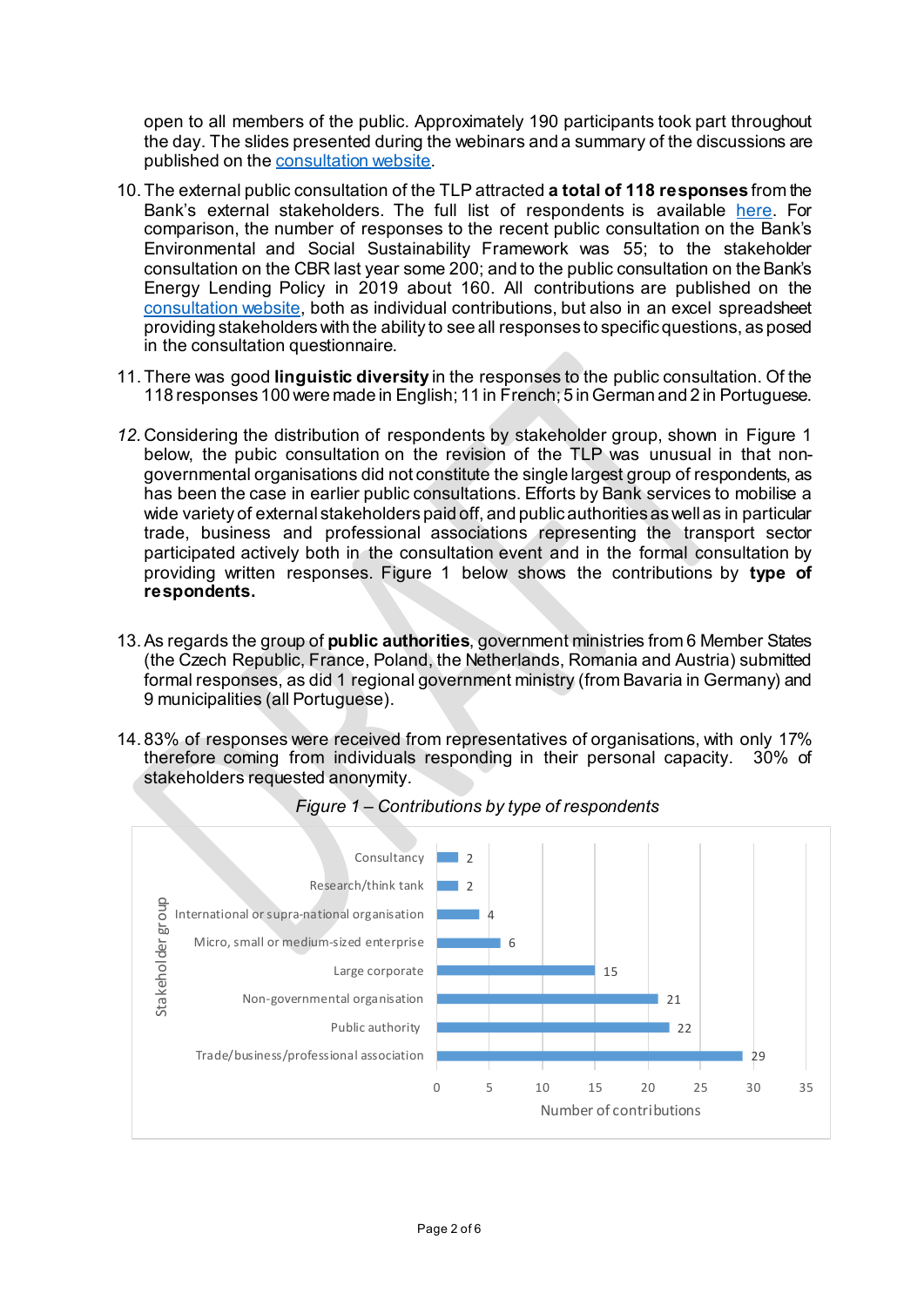open to all members of the public. Approximately 190 participants took part throughout the day. The slides presented during the webinars and a summary of the discussions are published on the consultation website.

10. The external public consultation of the TLP attracted **a total of 118 responses** from the Bank's external stakeholders. The full list of respondents is available here. For comparison, the number of responses to the recent public consultation on the Bank's Environmental and Social Sustainability Framework was 55; to the stakeholder consultation on the CBR last year some 200; and to the public consultation on the Bank's Energy Lending Policy in 2019 about 160. All contributions are published on the consultation website, both as individual contributions, but also in an excel spreadsheet providing stakeholders with the ability to see all responses to specific questions, as posed in the consultation questionnaire.

11. There was good **linguistic diversity** in the responses to the public consultation. Of the 118 responses 100 were made in English; 11 in French; 5 in German and 2 in Portuguese.

12. Considering the distribution of respondents by stakeholder group, shown in Figure 1 below, the pubic consultation on the revision of the TLP was unusual in that non-governmental organisations did not constitute the single largest group of respondents, as has been the case in earlier public consultations. Efforts by Bank services to mobilise a wide variety of external stakeholders paid off, and public authorities as well as in particular trade, business and professional associations representing the transport sector participated actively both in the consultation event and in the formal consultation by providing written responses. Figure 1 below shows the contributions by **type of respondents.**

13. As regards the group of **public authorities**, government ministries from 6 Member States (the Czech Republic, France, Poland, the Netherlands, Romania and Austria) submitted formal responses, as did 1 regional government ministry (from Bavaria in Germany) and 9 municipalities (all Portuguese).

14. 83% of responses were received from representatives of organisations, with only 17% therefore coming from individuals responding in their personal capacity. 30% of stakeholders requested anonymity.

*Figure 1 – Contributions by type of respondents*

| Stakeholder group | Number of contributions |
|---|---|
| Consultancy | 2 |
| Research/think tank | 2 |
| International or supra-national organisation | 4 |
| Micro, small or medium-sized enterprise | 6 |
| Large corporate | 15 |
| Non-governmental organisation | 21 |
| Public authority | 22 |
| Trade/business/professional association | 29 |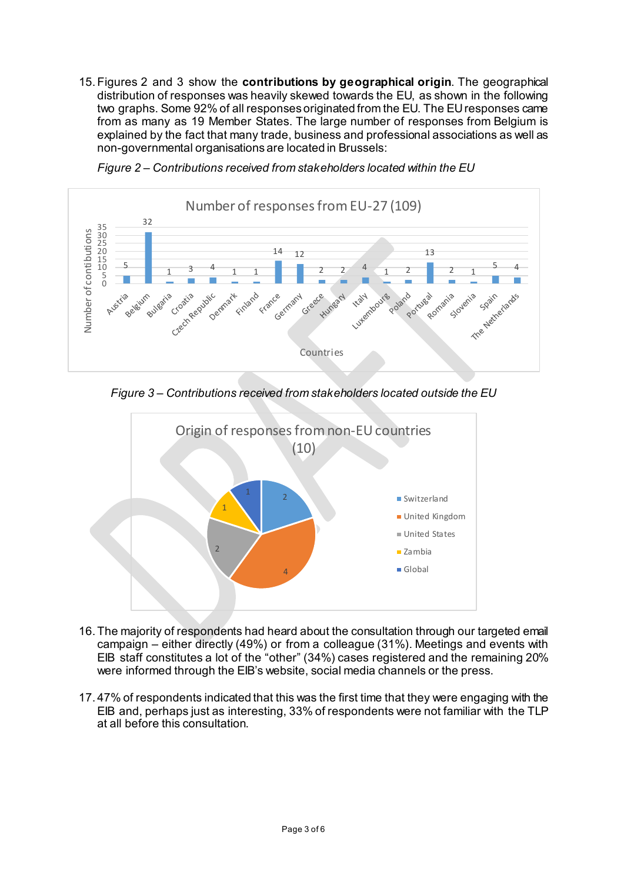15. Figures 2 and 3 show the **contributions by geographical origin**. The geographical distribution of responses was heavily skewed towards the EU, as shown in the following two graphs. Some 92% of all responses originated from the EU. The EU responses came from as many as 19 Member States. The large number of responses from Belgium is explained by the fact that many trade, business and professional associations as well as non-governmental organisations are located in Brussels:

*Figure 2 – Contributions received from stakeholders located within the EU*

Number of responses from EU-27 (109)

| Country | Number of contibutions |
|---|---|
| Austria | 5 |
| Belgium | 32 |
| Bulgaria | 1 |
| Croatia | 3 |
| Czech Republic | 4 |
| Denmark | 1 |
| Finland | 1 |
| France | 14 |
| Germany | 12 |
| Greece | 2 |
| Hungary | 2 |
| Italy | 4 |
| Luxembourg | 1 |
| Poland | 2 |
| Portugal | 13 |
| Romania | 2 |
| Slovenia | 1 |
| Spain | 5 |
| The Netherlands | 4 |

*Figure 3 – Contributions received from stakeholders located outside the EU*

Origin of responses from non-EU countries (10)

| Country | Responses |
|---|---|
| Switzerland | 2 |
| United Kingdom | 4 |
| United States | 2 |
| Zambia | 1 |
| Global | 1 |

16. The majority of respondents had heard about the consultation through our targeted email campaign – either directly (49%) or from a colleague (31%). Meetings and events with EIB staff constitutes a lot of the "other" (34%) cases registered and the remaining 20% were informed through the EIB's website, social media channels or the press.

17. 47% of respondents indicated that this was the first time that they were engaging with the EIB and, perhaps just as interesting, 33% of respondents were not familiar with the TLP at all before this consultation.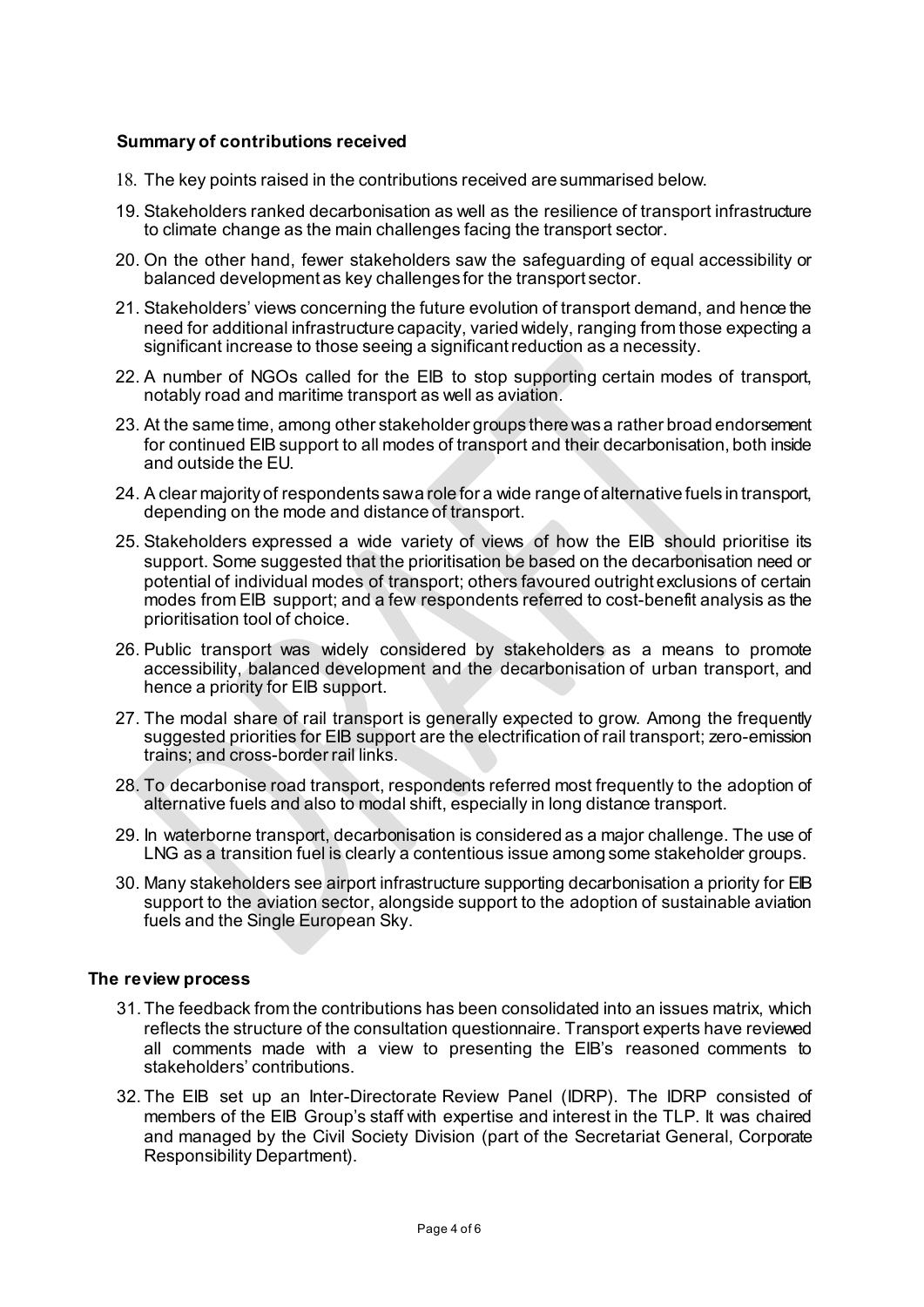### Summary of contributions received

18. The key points raised in the contributions received are summarised below.

19. Stakeholders ranked decarbonisation as well as the resilience of transport infrastructure to climate change as the main challenges facing the transport sector.

20. On the other hand, fewer stakeholders saw the safeguarding of equal accessibility or balanced development as key challenges for the transport sector.

21. Stakeholders' views concerning the future evolution of transport demand, and hence the need for additional infrastructure capacity, varied widely, ranging from those expecting a significant increase to those seeing a significant reduction as a necessity.

22. A number of NGOs called for the EIB to stop supporting certain modes of transport, notably road and maritime transport as well as aviation.

23. At the same time, among other stakeholder groups there was a rather broad endorsement for continued EIB support to all modes of transport and their decarbonisation, both inside and outside the EU.

24. A clear majority of respondents saw a role for a wide range of alternative fuels in transport, depending on the mode and distance of transport.

25. Stakeholders expressed a wide variety of views of how the EIB should prioritise its support. Some suggested that the prioritisation be based on the decarbonisation need or potential of individual modes of transport; others favoured outright exclusions of certain modes from EIB support; and a few respondents referred to cost-benefit analysis as the prioritisation tool of choice.

26. Public transport was widely considered by stakeholders as a means to promote accessibility, balanced development and the decarbonisation of urban transport, and hence a priority for EIB support.

27. The modal share of rail transport is generally expected to grow. Among the frequently suggested priorities for EIB support are the electrification of rail transport; zero-emission trains; and cross-border rail links.

28. To decarbonise road transport, respondents referred most frequently to the adoption of alternative fuels and also to modal shift, especially in long distance transport.

29. In waterborne transport, decarbonisation is considered as a major challenge. The use of LNG as a transition fuel is clearly a contentious issue among some stakeholder groups.

30. Many stakeholders see airport infrastructure supporting decarbonisation a priority for EIB support to the aviation sector, alongside support to the adoption of sustainable aviation fuels and the Single European Sky.

### The review process

31. The feedback from the contributions has been consolidated into an issues matrix, which reflects the structure of the consultation questionnaire. Transport experts have reviewed all comments made with a view to presenting the EIB's reasoned comments to stakeholders' contributions.

32. The EIB set up an Inter-Directorate Review Panel (IDRP). The IDRP consisted of members of the EIB Group's staff with expertise and interest in the TLP. It was chaired and managed by the Civil Society Division (part of the Secretariat General, Corporate Responsibility Department).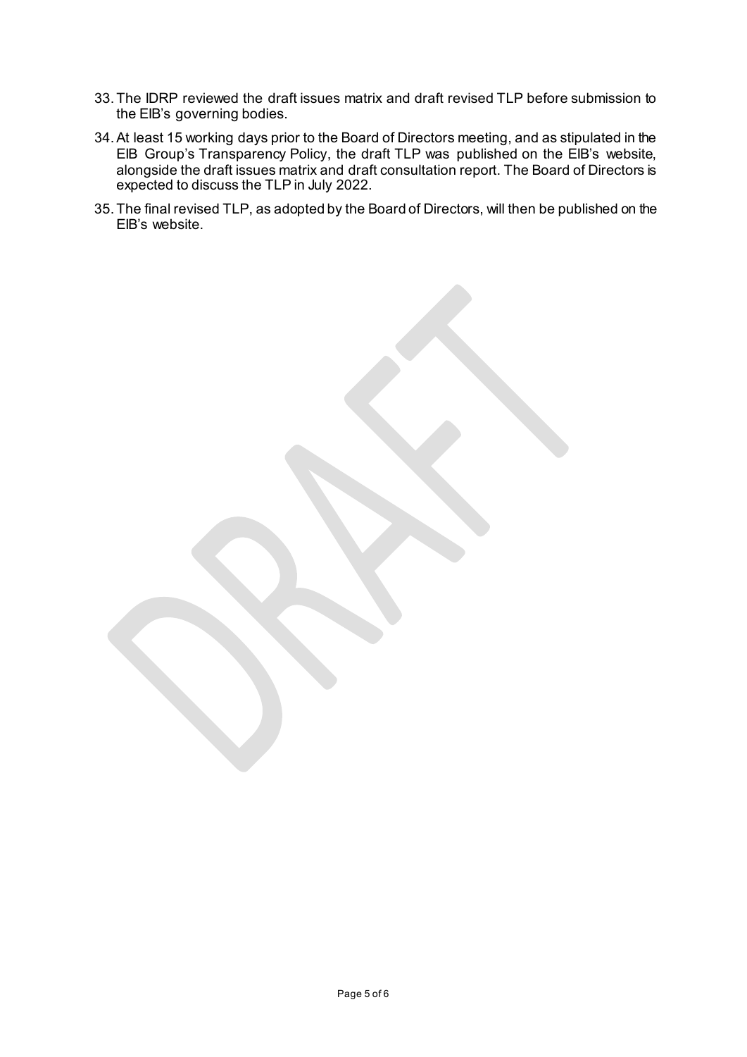33. The IDRP reviewed the draft issues matrix and draft revised TLP before submission to the EIB's governing bodies.
34. At least 15 working days prior to the Board of Directors meeting, and as stipulated in the EIB Group's Transparency Policy, the draft TLP was published on the EIB's website, alongside the draft issues matrix and draft consultation report. The Board of Directors is expected to discuss the TLP in July 2022.
35. The final revised TLP, as adopted by the Board of Directors, will then be published on the EIB's website.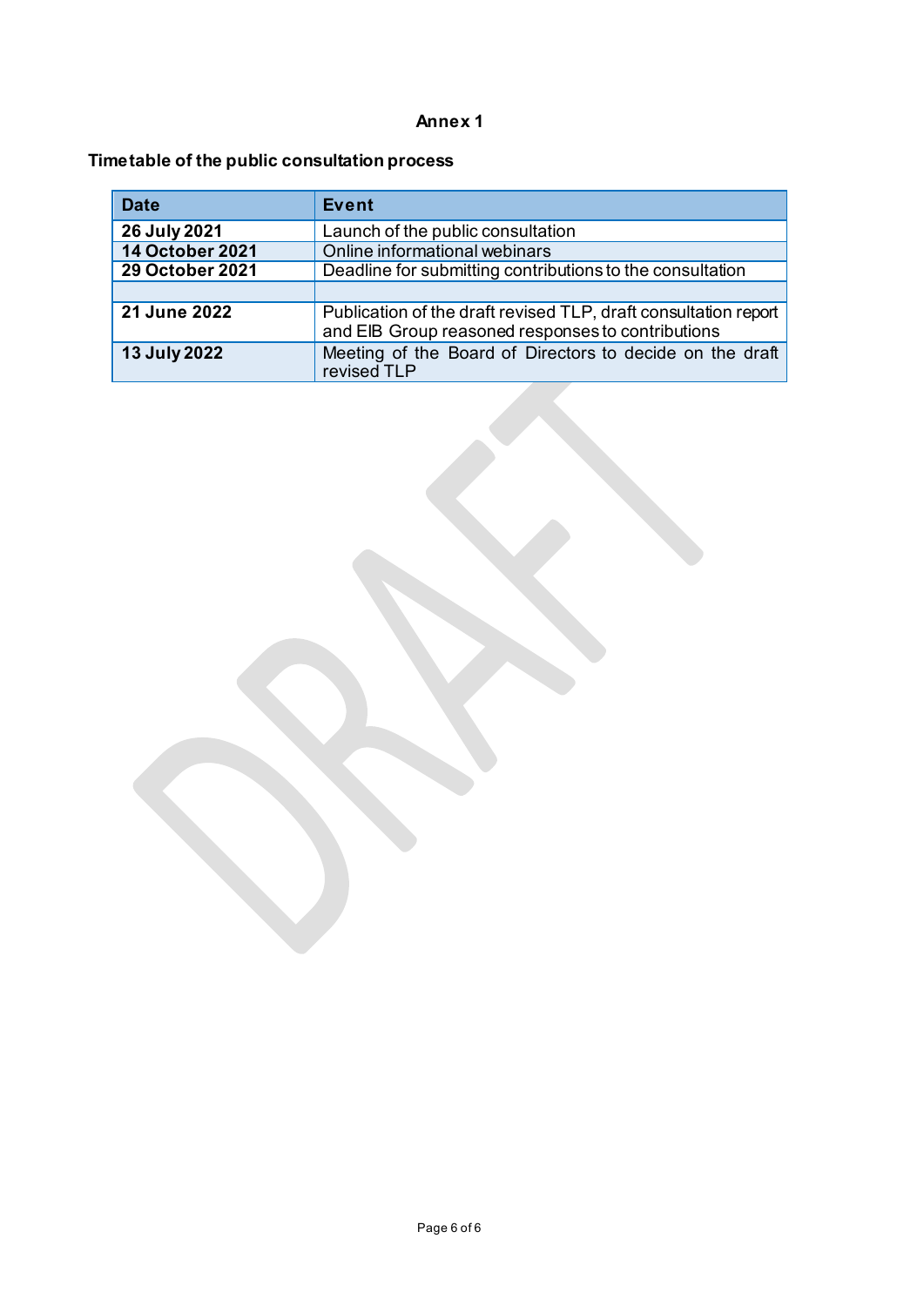**Annex 1**

**Timetable of the public consultation process**

| Date | Event |
|---|---|
| **26 July 2021** | Launch of the public consultation |
| **14 October 2021** | Online informational webinars |
| **29 October 2021** | Deadline for submitting contributions to the consultation |
| | |
| **21 June 2022** | Publication of the draft revised TLP, draft consultation report and EIB Group reasoned responses to contributions |
| **13 July 2022** | Meeting of the Board of Directors to decide on the draft revised TLP |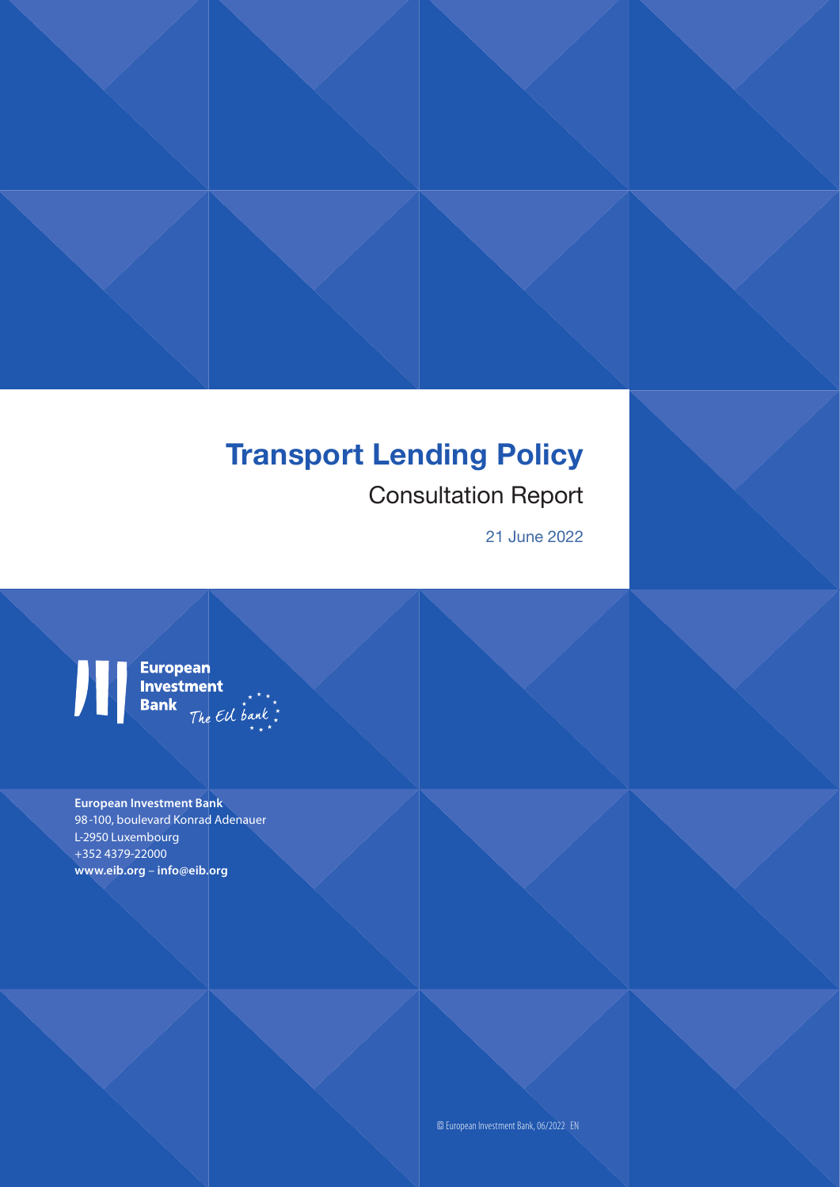# Transport Lending Policy

Consultation Report

21 June 2022

European Investment Bank The EU bank

**European Investment Bank**
98-100, boulevard Konrad Adenauer
L-2950 Luxembourg
+352 4379-22000
**www.eib.org – info@eib.org**

© European Investment Bank, 06/2022 EN